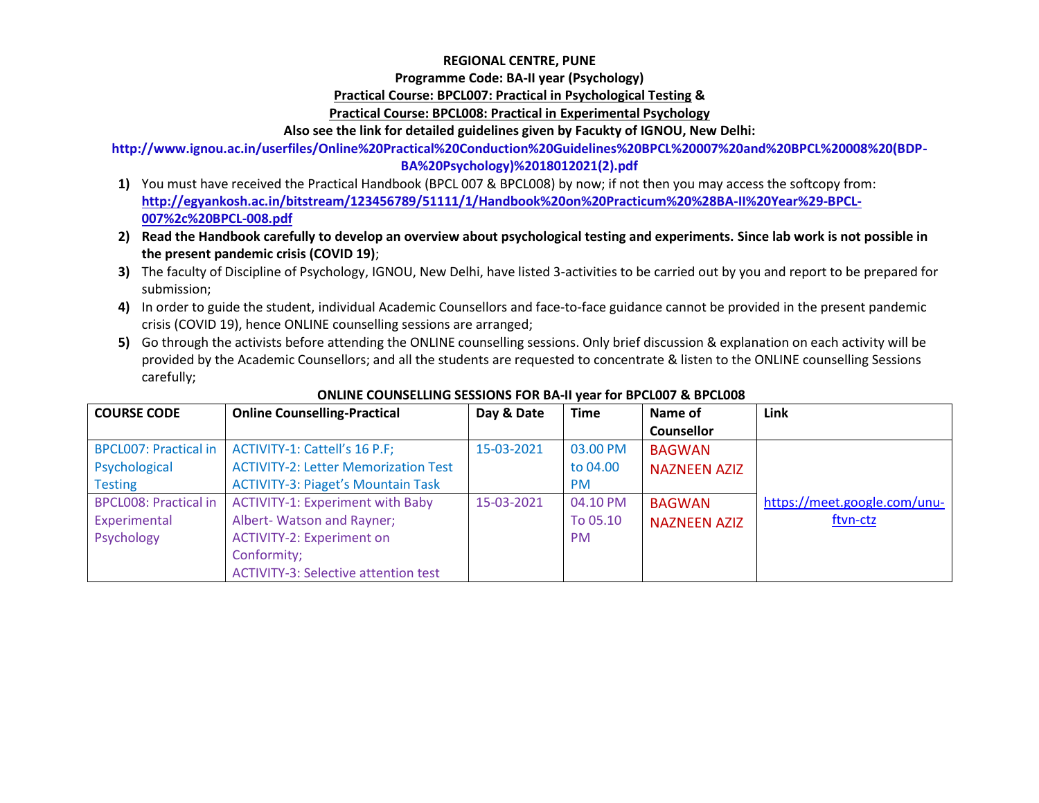**REGIONAL CENTRE, PUNE**

**Programme Code: BA-II year (Psychology)**

**Practical Course: BPCL007: Practical in Psychological Testing &**

**Practical Course: BPCL008: Practical in Experimental Psychology**

**Also see the link for detailed guidelines given by Facukty of IGNOU, New Delhi:**

**http://www.ignou.ac.in/userfiles/Online%20Practical%20Conduction%20Guidelines%20BPCL%20007%20and%20BPCL%20008%20(BDP-BA%20Psychology)%2018012021(2).pdf**

1) You must have received the Practical Handbook (BPCL 007 & BPCL008) by now; if not then you may access the softcopy from: **http://egyankosh.ac.in/bitstream/123456789/51111/1/Handbook%20on%20Practicum%20%28BA-II%20Year%29-BPCL-007%2c%20BPCL-008.pdf**
2) **Read the Handbook carefully to develop an overview about psychological testing and experiments. Since lab work is not possible in the present pandemic crisis (COVID 19)**;
3) The faculty of Discipline of Psychology, IGNOU, New Delhi, have listed 3-activities to be carried out by you and report to be prepared for submission;
4) In order to guide the student, individual Academic Counsellors and face-to-face guidance cannot be provided in the present pandemic crisis (COVID 19), hence ONLINE counselling sessions are arranged;
5) Go through the activists before attending the ONLINE counselling sessions. Only brief discussion & explanation on each activity will be provided by the Academic Counsellors; and all the students are requested to concentrate & listen to the ONLINE counselling Sessions carefully;

**ONLINE COUNSELLING SESSIONS FOR BA-II year for BPCL007 & BPCL008**

| COURSE CODE | Online Counselling-Practical | Day & Date | Time | Name of Counsellor | Link |
|---|---|---|---|---|---|
| BPCL007: Practical in Psychological Testing | ACTIVITY-1: Cattell's 16 P.F;<br>ACTIVITY-2: Letter Memorization Test<br>ACTIVITY-3: Piaget's Mountain Task | 15-03-2021 | 03.00 PM to 04.00 PM | BAGWAN NAZNEEN AZIZ | https://meet.google.com/unu-ftvn-ctz |
| BPCL008: Practical in Experimental Psychology | ACTIVITY-1: Experiment with Baby Albert- Watson and Rayner;<br>ACTIVITY-2: Experiment on Conformity;<br>ACTIVITY-3: Selective attention test | 15-03-2021 | 04.10 PM To 05.10 PM | BAGWAN NAZNEEN AZIZ | |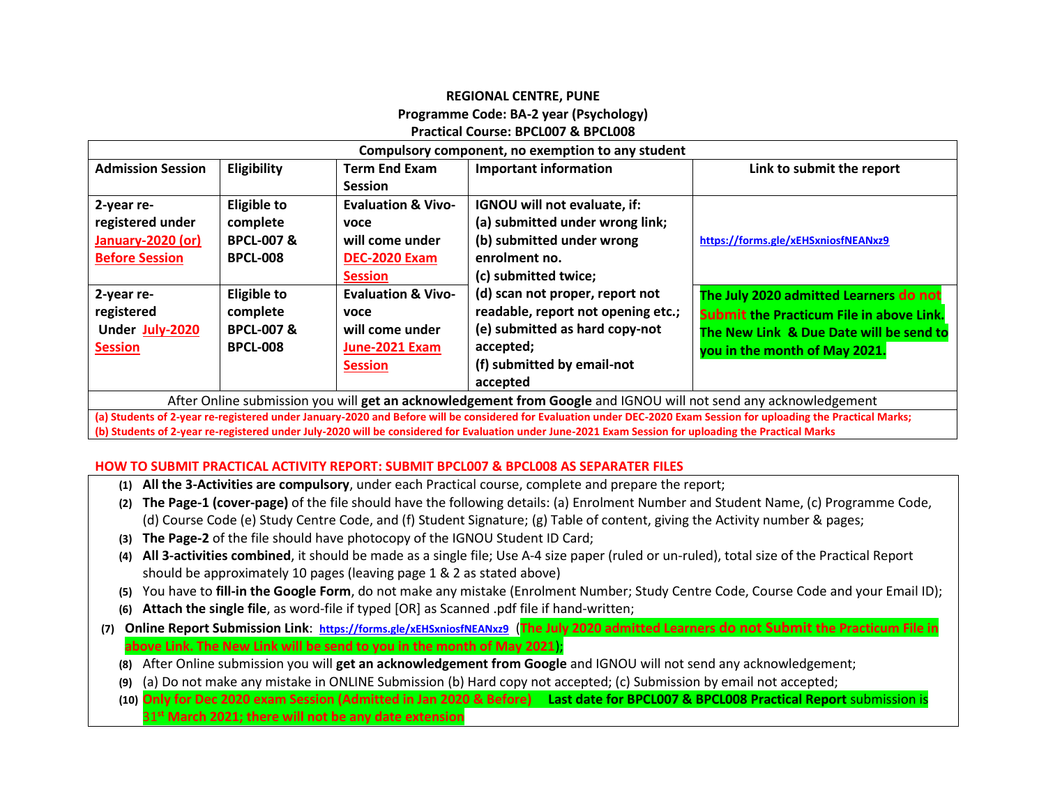**REGIONAL CENTRE, PUNE**
**Programme Code: BA-2 year (Psychology)**
**Practical Course: BPCL007 & BPCL008**

| Compulsory component, no exemption to any student | | | | |
|---|---|---|---|---|
| **Admission Session** | **Eligibility** | **Term End Exam Session** | **Important information** | **Link to submit the report** |
| **2-year re-registered under January-2020 (or) Before Session** | **Eligible to complete BPCL-007 & BPCL-008** | **Evaluation & Vivo-voce will come under DEC-2020 Exam Session** | **IGNOU will not evaluate, if: (a) submitted under wrong link; (b) submitted under wrong enrolment no. (c) submitted twice; (d) scan not proper, report not readable, report not opening etc.; (e) submitted as hard copy-not accepted; (f) submitted by email-not accepted** | **https://forms.gle/xEHSxniosfNEANxz9** |
| **2-year re-registered Under July-2020 Session** | **Eligible to complete BPCL-007 & BPCL-008** | **Evaluation & Vivo-voce will come under June-2021 Exam Session** | | **The July 2020 admitted Learners do not Submit the Practicum File in above Link. The New Link & Due Date will be send to you in the month of May 2021.** |
| After Online submission you will **get an acknowledgement from Google** and IGNOU will not send any acknowledgement | | | | |
| **(a) Students of 2-year re-registered under January-2020 and Before will be considered for Evaluation under DEC-2020 Exam Session for uploading the Practical Marks; (b) Students of 2-year re-registered under July-2020 will be considered for Evaluation under June-2021 Exam Session for uploading the Practical Marks** | | | | |

**HOW TO SUBMIT PRACTICAL ACTIVITY REPORT: SUBMIT BPCL007 & BPCL008 AS SEPARATER FILES**

1. **All the 3-Activities are compulsory**, under each Practical course, complete and prepare the report;
2. **The Page-1 (cover-page)** of the file should have the following details: (a) Enrolment Number and Student Name, (c) Programme Code, (d) Course Code (e) Study Centre Code, and (f) Student Signature; (g) Table of content, giving the Activity number & pages;
3. **The Page-2** of the file should have photocopy of the IGNOU Student ID Card;
4. **All 3-activities combined**, it should be made as a single file; Use A-4 size paper (ruled or un-ruled), total size of the Practical Report should be approximately 10 pages (leaving page 1 & 2 as stated above)
5. You have to **fill-in the Google Form**, do not make any mistake (Enrolment Number; Study Centre Code, Course Code and your Email ID);
6. **Attach the single file**, as word-file if typed [OR] as Scanned .pdf file if hand-written;
7. **Online Report Submission Link**: **https://forms.gle/xEHSxniosfNEANxz9** (**The July 2020 admitted Learners do not Submit the Practicum File in above Link. The New Link will be send to you in the month of May 2021**);
8. After Online submission you will **get an acknowledgement from Google** and IGNOU will not send any acknowledgement;
9. (a) Do not make any mistake in ONLINE Submission (b) Hard copy not accepted; (c) Submission by email not accepted;
10. **Only for Dec 2020 exam Session (Admitted in Jan 2020 & Before)** **Last date for BPCL007 & BPCL008 Practical Report** submission is **31st March 2021; there will not be any date extension**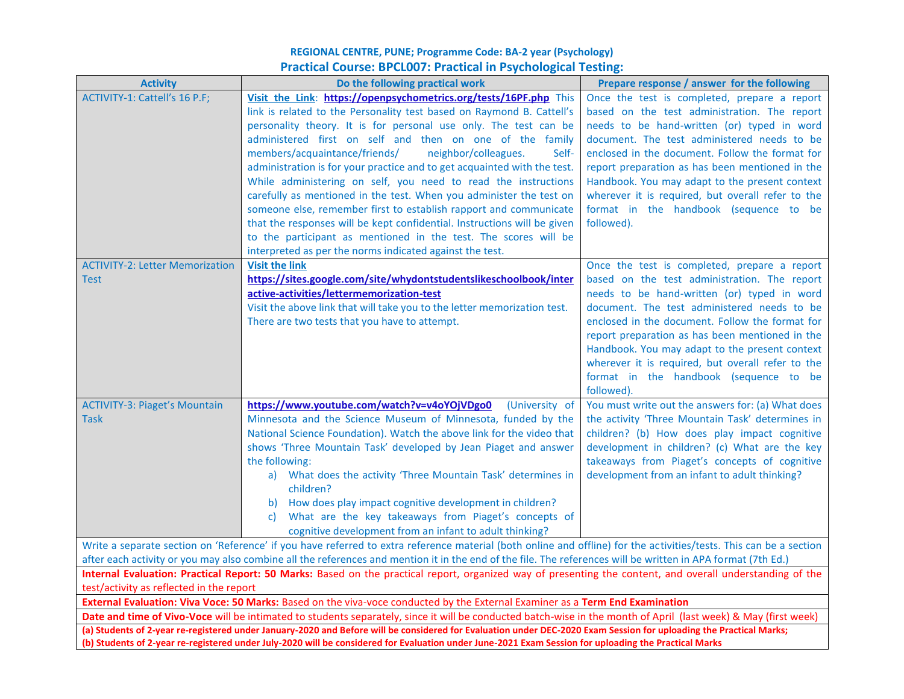**REGIONAL CENTRE, PUNE; Programme Code: BA-2 year (Psychology)**

## Practical Course: BPCL007: Practical in Psychological Testing:

| Activity | Do the following practical work | Prepare response / answer for the following |
|---|---|---|
| ACTIVITY-1: Cattell's 16 P.F; | **Visit the Link**: **https://openpsychometrics.org/tests/16PF.php** This link is related to the Personality test based on Raymond B. Cattell's personality theory. It is for personal use only. The test can be administered first on self and then on one of the family members/acquaintance/friends/ neighbor/colleagues. Self-administration is for your practice and to get acquainted with the test. While administering on self, you need to read the instructions carefully as mentioned in the test. When you administer the test on someone else, remember first to establish rapport and communicate that the responses will be kept confidential. Instructions will be given to the participant as mentioned in the test. The scores will be interpreted as per the norms indicated against the test. | Once the test is completed, prepare a report based on the test administration. The report needs to be hand-written (or) typed in word document. The test administered needs to be enclosed in the document. Follow the format for report preparation as has been mentioned in the Handbook. You may adapt to the present context wherever it is required, but overall refer to the format in the handbook (sequence to be followed). |
| ACTIVITY-2: Letter Memorization Test | **Visit the link** **https://sites.google.com/site/whydontstudentslikeschoolbook/interactive-activities/lettermemorization-test** Visit the above link that will take you to the letter memorization test. There are two tests that you have to attempt. | Once the test is completed, prepare a report based on the test administration. The report needs to be hand-written (or) typed in word document. The test administered needs to be enclosed in the document. Follow the format for report preparation as has been mentioned in the Handbook. You may adapt to the present context wherever it is required, but overall refer to the format in the handbook (sequence to be followed). |
| ACTIVITY-3: Piaget's Mountain Task | **https://www.youtube.com/watch?v=v4oYOjVDgo0** (University of Minnesota and the Science Museum of Minnesota, funded by the National Science Foundation). Watch the above link for the video that shows 'Three Mountain Task' developed by Jean Piaget and answer the following: a) What does the activity 'Three Mountain Task' determines in children? b) How does play impact cognitive development in children? c) What are the key takeaways from Piaget's concepts of cognitive development from an infant to adult thinking? | You must write out the answers for: (a) What does the activity 'Three Mountain Task' determines in children? (b) How does play impact cognitive development in children? (c) What are the key takeaways from Piaget's concepts of cognitive development from an infant to adult thinking? |

Write a separate section on 'Reference' if you have referred to extra reference material (both online and offline) for the activities/tests. This can be a section after each activity or you may also combine all the references and mention it in the end of the file. The references will be written in APA format (7th Ed.)

**Internal Evaluation: Practical Report: 50 Marks:** Based on the practical report, organized way of presenting the content, and overall understanding of the test/activity as reflected in the report

**External Evaluation: Viva Voce: 50 Marks:** Based on the viva-voce conducted by the External Examiner as a **Term End Examination**

**Date and time of Vivo-Voce** will be intimated to students separately, since it will be conducted batch-wise in the month of April (last week) & May (first week)

**(a) Students of 2-year re-registered under January-2020 and Before will be considered for Evaluation under DEC-2020 Exam Session for uploading the Practical Marks;**

**(b) Students of 2-year re-registered under July-2020 will be considered for Evaluation under June-2021 Exam Session for uploading the Practical Marks**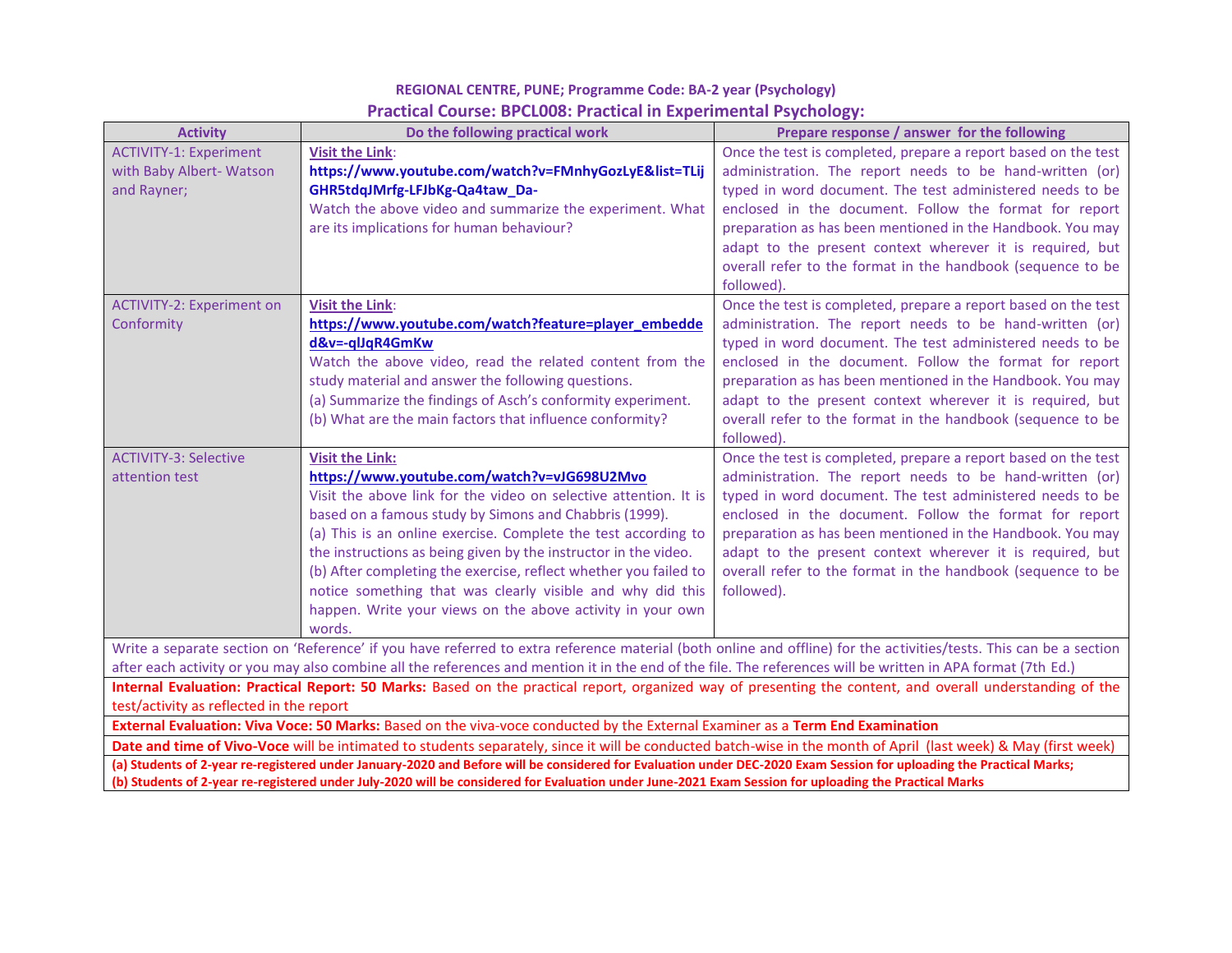**REGIONAL CENTRE, PUNE; Programme Code: BA-2 year (Psychology)**

## Practical Course: BPCL008: Practical in Experimental Psychology:

| Activity | Do the following practical work | Prepare response / answer for the following |
|---|---|---|
| ACTIVITY-1: Experiment with Baby Albert- Watson and Rayner; | **Visit the Link**: **https://www.youtube.com/watch?v=FMnhyGozLyE&list=TLijGHR5tdqJMrfg-LFJbKg-Qa4taw_Da-** Watch the above video and summarize the experiment. What are its implications for human behaviour? | Once the test is completed, prepare a report based on the test administration. The report needs to be hand-written (or) typed in word document. The test administered needs to be enclosed in the document. Follow the format for report preparation as has been mentioned in the Handbook. You may adapt to the present context wherever it is required, but overall refer to the format in the handbook (sequence to be followed). |
| ACTIVITY-2: Experiment on Conformity | **Visit the Link**: **https://www.youtube.com/watch?feature=player_embedded&v=-qlJqR4GmKw** Watch the above video, read the related content from the study material and answer the following questions. (a) Summarize the findings of Asch's conformity experiment. (b) What are the main factors that influence conformity? | Once the test is completed, prepare a report based on the test administration. The report needs to be hand-written (or) typed in word document. The test administered needs to be enclosed in the document. Follow the format for report preparation as has been mentioned in the Handbook. You may adapt to the present context wherever it is required, but overall refer to the format in the handbook (sequence to be followed). |
| ACTIVITY-3: Selective attention test | **Visit the Link:** **https://www.youtube.com/watch?v=vJG698U2Mvo** Visit the above link for the video on selective attention. It is based on a famous study by Simons and Chabbris (1999). (a) This is an online exercise. Complete the test according to the instructions as being given by the instructor in the video. (b) After completing the exercise, reflect whether you failed to notice something that was clearly visible and why did this happen. Write your views on the above activity in your own words. | Once the test is completed, prepare a report based on the test administration. The report needs to be hand-written (or) typed in word document. The test administered needs to be enclosed in the document. Follow the format for report preparation as has been mentioned in the Handbook. You may adapt to the present context wherever it is required, but overall refer to the format in the handbook (sequence to be followed). |

Write a separate section on 'Reference' if you have referred to extra reference material (both online and offline) for the activities/tests. This can be a section after each activity or you may also combine all the references and mention it in the end of the file. The references will be written in APA format (7th Ed.)

**Internal Evaluation: Practical Report: 50 Marks:** Based on the practical report, organized way of presenting the content, and overall understanding of the test/activity as reflected in the report

**External Evaluation: Viva Voce: 50 Marks:** Based on the viva-voce conducted by the External Examiner as a **Term End Examination**

**Date and time of Vivo-Voce** will be intimated to students separately, since it will be conducted batch-wise in the month of April (last week) & May (first week)

**(a) Students of 2-year re-registered under January-2020 and Before will be considered for Evaluation under DEC-2020 Exam Session for uploading the Practical Marks;**
**(b) Students of 2-year re-registered under July-2020 will be considered for Evaluation under June-2021 Exam Session for uploading the Practical Marks**